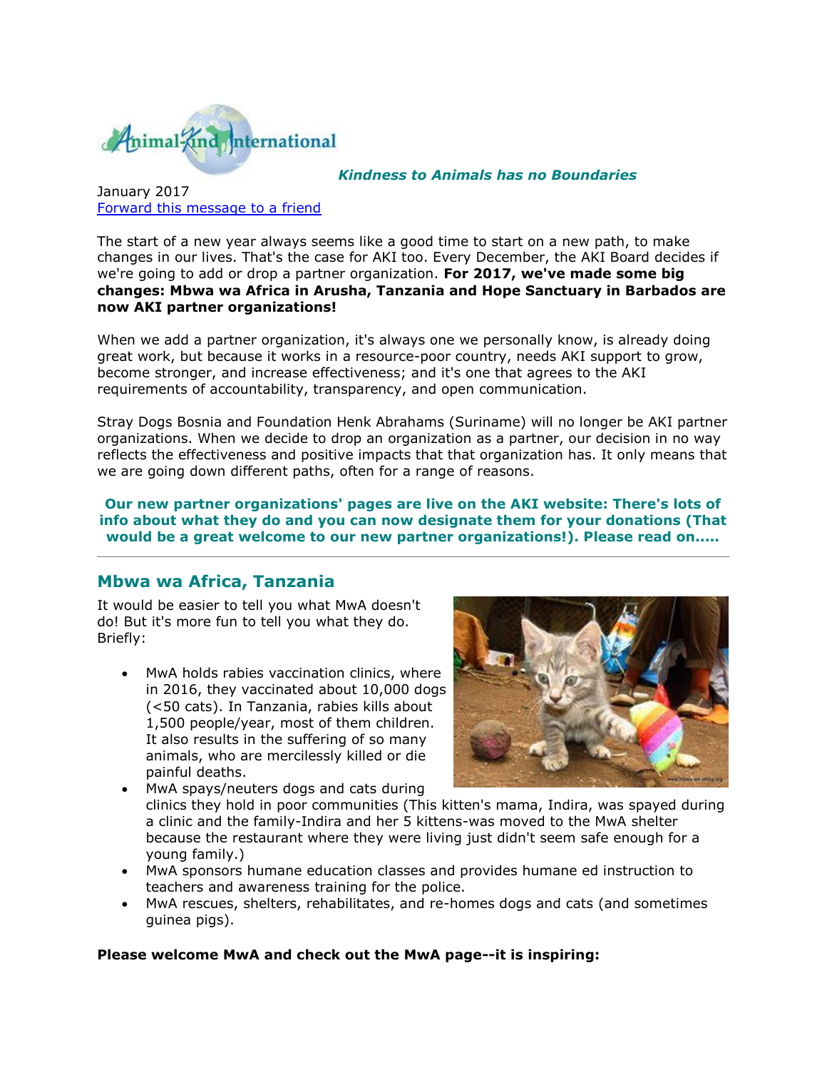Animal-Kind International

***Kindness to Animals has no Boundaries***

January 2017
Forward this message to a friend

The start of a new year always seems like a good time to start on a new path, to make changes in our lives. That's the case for AKI too. Every December, the AKI Board decides if we're going to add or drop a partner organization. **For 2017, we've made some big changes: Mbwa wa Africa in Arusha, Tanzania and Hope Sanctuary in Barbados are now AKI partner organizations!**

When we add a partner organization, it's always one we personally know, is already doing great work, but because it works in a resource-poor country, needs AKI support to grow, become stronger, and increase effectiveness; and it's one that agrees to the AKI requirements of accountability, transparency, and open communication.

Stray Dogs Bosnia and Foundation Henk Abrahams (Suriname) will no longer be AKI partner organizations. When we decide to drop an organization as a partner, our decision in no way reflects the effectiveness and positive impacts that that organization has. It only means that we are going down different paths, often for a range of reasons.

**Our new partner organizations' pages are live on the AKI website: There's lots of info about what they do and you can now designate them for your donations (That would be a great welcome to our new partner organizations!). Please read on.....**

---

## Mbwa wa Africa, Tanzania

It would be easier to tell you what MwA doesn't do! But it's more fun to tell you what they do. Briefly:

- MwA holds rabies vaccination clinics, where in 2016, they vaccinated about 10,000 dogs (<50 cats). In Tanzania, rabies kills about 1,500 people/year, most of them children. It also results in the suffering of so many animals, who are mercilessly killed or die painful deaths.
- MwA spays/neuters dogs and cats during clinics they hold in poor communities (This kitten's mama, Indira, was spayed during a clinic and the family-Indira and her 5 kittens-was moved to the MwA shelter because the restaurant where they were living just didn't seem safe enough for a young family.)
- MwA sponsors humane education classes and provides humane ed instruction to teachers and awareness training for the police.
- MwA rescues, shelters, rehabilitates, and re-homes dogs and cats (and sometimes guinea pigs).

**Please welcome MwA and check out the MwA page--it is inspiring:**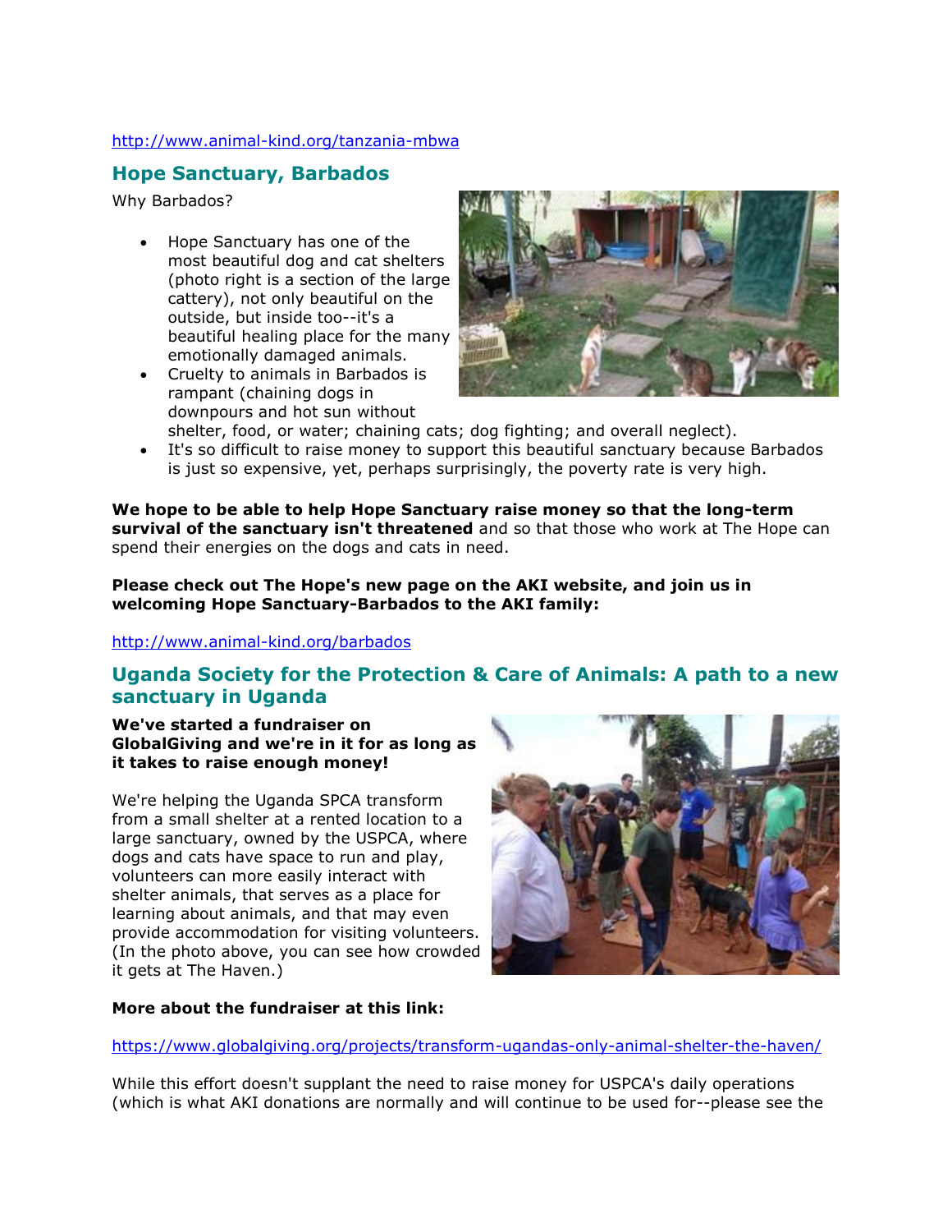http://www.animal-kind.org/tanzania-mbwa

## Hope Sanctuary, Barbados

Why Barbados?

- Hope Sanctuary has one of the most beautiful dog and cat shelters (photo right is a section of the large cattery), not only beautiful on the outside, but inside too--it's a beautiful healing place for the many emotionally damaged animals.
- Cruelty to animals in Barbados is rampant (chaining dogs in downpours and hot sun without shelter, food, or water; chaining cats; dog fighting; and overall neglect).
- It's so difficult to raise money to support this beautiful sanctuary because Barbados is just so expensive, yet, perhaps surprisingly, the poverty rate is very high.

**We hope to be able to help Hope Sanctuary raise money so that the long-term survival of the sanctuary isn't threatened** and so that those who work at The Hope can spend their energies on the dogs and cats in need.

**Please check out The Hope's new page on the AKI website, and join us in welcoming Hope Sanctuary-Barbados to the AKI family:**

http://www.animal-kind.org/barbados

## Uganda Society for the Protection & Care of Animals: A path to a new sanctuary in Uganda

**We've started a fundraiser on GlobalGiving and we're in it for as long as it takes to raise enough money!**

We're helping the Uganda SPCA transform from a small shelter at a rented location to a large sanctuary, owned by the USPCA, where dogs and cats have space to run and play, volunteers can more easily interact with shelter animals, that serves as a place for learning about animals, and that may even provide accommodation for visiting volunteers. (In the photo above, you can see how crowded it gets at The Haven.)

**More about the fundraiser at this link:**

https://www.globalgiving.org/projects/transform-ugandas-only-animal-shelter-the-haven/

While this effort doesn't supplant the need to raise money for USPCA's daily operations (which is what AKI donations are normally and will continue to be used for--please see the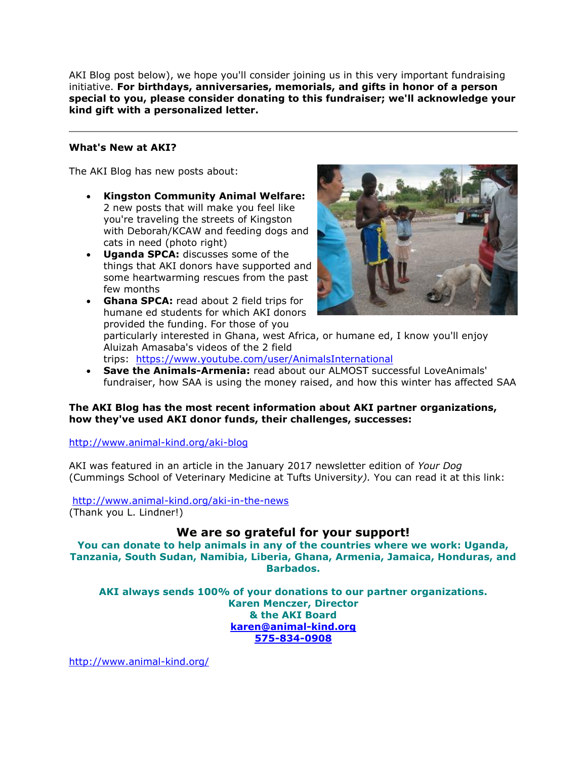AKI Blog post below), we hope you'll consider joining us in this very important fundraising initiative. **For birthdays, anniversaries, memorials, and gifts in honor of a person special to you, please consider donating to this fundraiser; we'll acknowledge your kind gift with a personalized letter.**

---

**What's New at AKI?**

The AKI Blog has new posts about:

- **Kingston Community Animal Welfare:** 2 new posts that will make you feel like you're traveling the streets of Kingston with Deborah/KCAW and feeding dogs and cats in need (photo right)
- **Uganda SPCA:** discusses some of the things that AKI donors have supported and some heartwarming rescues from the past few months
- **Ghana SPCA:** read about 2 field trips for humane ed students for which AKI donors provided the funding. For those of you particularly interested in Ghana, west Africa, or humane ed, I know you'll enjoy Aluizah Amasaba's videos of the 2 field trips: https://www.youtube.com/user/AnimalsInternational
- **Save the Animals-Armenia:** read about our ALMOST successful LoveAnimals' fundraiser, how SAA is using the money raised, and how this winter has affected SAA

**The AKI Blog has the most recent information about AKI partner organizations, how they've used AKI donor funds, their challenges, successes:**

http://www.animal-kind.org/aki-blog

AKI was featured in an article in the January 2017 newsletter edition of *Your Dog* (Cummings School of Veterinary Medicine at Tufts University*).* You can read it at this link:

http://www.animal-kind.org/aki-in-the-news
(Thank you L. Lindner!)

## We are so grateful for your support!

**You can donate to help animals in any of the countries where we work: Uganda, Tanzania, South Sudan, Namibia, Liberia, Ghana, Armenia, Jamaica, Honduras, and Barbados.**

**AKI always sends 100% of your donations to our partner organizations.**
**Karen Menczer, Director**
**& the AKI Board**
**karen@animal-kind.org**
**575-834-0908**

http://www.animal-kind.org/